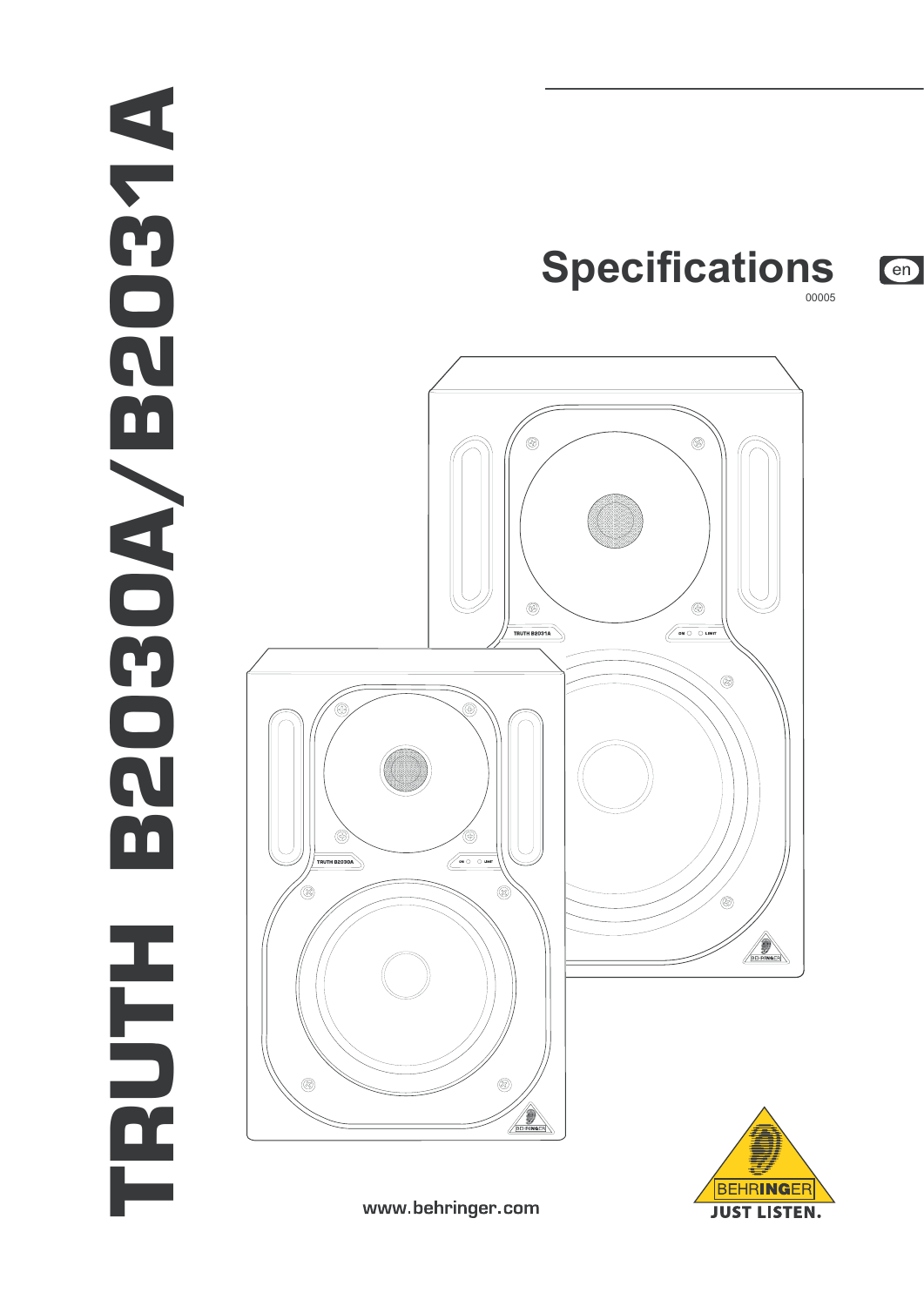# TRUTH B2030A/B2031A

## Specifications

en

00005

www.behringer.com

BEHRINGER

JUST LISTEN.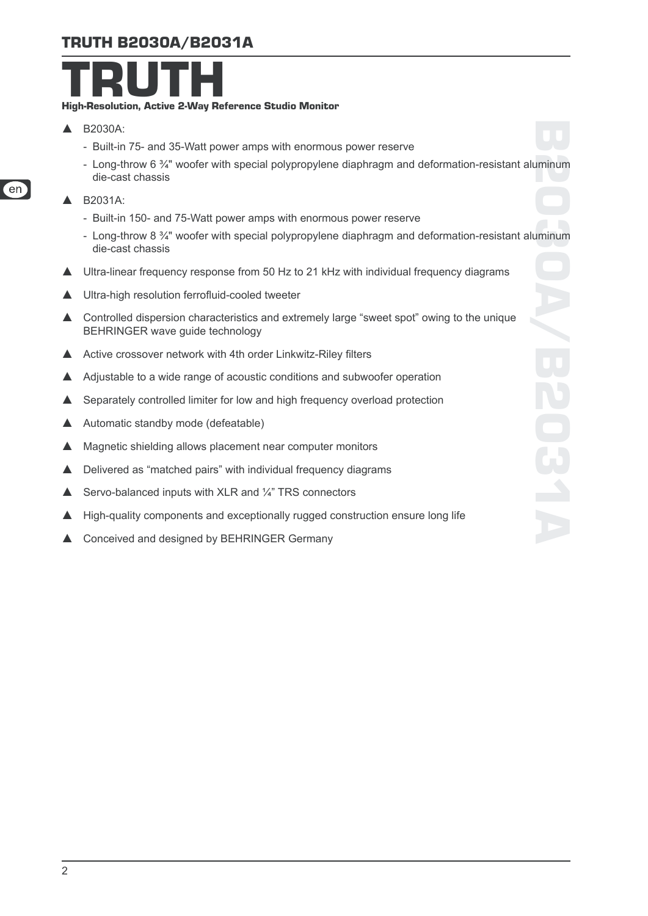# TRUTH

**High-Resolution, Active 2-Way Reference Studio Monitor**

- ▲ B2030A:
  - Built-in 75- and 35-Watt power amps with enormous power reserve
  - Long-throw 6 ¾" woofer with special polypropylene diaphragm and deformation-resistant aluminum die-cast chassis
- ▲ B2031A:
  - Built-in 150- and 75-Watt power amps with enormous power reserve
  - Long-throw 8 ¾" woofer with special polypropylene diaphragm and deformation-resistant aluminum die-cast chassis
- ▲ Ultra-linear frequency response from 50 Hz to 21 kHz with individual frequency diagrams
- ▲ Ultra-high resolution ferrofluid-cooled tweeter
- ▲ Controlled dispersion characteristics and extremely large “sweet spot” owing to the unique BEHRINGER wave guide technology
- ▲ Active crossover network with 4th order Linkwitz-Riley filters
- ▲ Adjustable to a wide range of acoustic conditions and subwoofer operation
- ▲ Separately controlled limiter for low and high frequency overload protection
- ▲ Automatic standby mode (defeatable)
- ▲ Magnetic shielding allows placement near computer monitors
- ▲ Delivered as “matched pairs” with individual frequency diagrams
- ▲ Servo-balanced inputs with XLR and ¼” TRS connectors
- ▲ High-quality components and exceptionally rugged construction ensure long life
- ▲ Conceived and designed by BEHRINGER Germany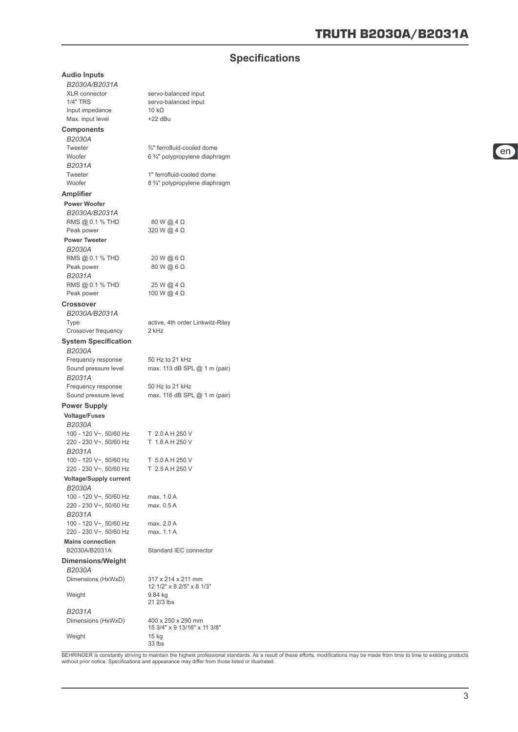## Specifications

### Audio Inputs

*B2030A/B2031A*

| | |
|---|---|
| XLR connector | servo-balanced input |
| 1/4" TRS | servo-balanced input |
| Input impedance | 10 kΩ |
| Max. input level | +22 dBu |

### Components

*B2030A*

| | |
|---|---|
| Tweeter | ¾" ferrofluid-cooled dome |
| Woofer | 6 ¾" polypropylene diaphragm |

*B2031A*

| | |
|---|---|
| Tweeter | 1" ferrofluid-cooled dome |
| Woofer | 8 ¾" polypropylene diaphragm |

### Amplifier

**Power Woofer**

*B2030A/B2031A*

| | |
|---|---|
| RMS @ 0.1 % THD | 80 W @ 4 Ω |
| Peak power | 320 W @ 4 Ω |

**Power Tweeter**

*B2030A*

| | |
|---|---|
| RMS @ 0.1 % THD | 20 W @ 6 Ω |
| Peak power | 80 W @ 6 Ω |

*B2031A*

| | |
|---|---|
| RMS @ 0.1 % THD | 25 W @ 4 Ω |
| Peak power | 100 W @ 4 Ω |

### Crossover

*B2030A/B2031A*

| | |
|---|---|
| Type | active, 4th order Linkwitz-Riley |
| Crossover frequency | 2 kHz |

### System Specification

*B2030A*

| | |
|---|---|
| Frequency response | 50 Hz to 21 kHz |
| Sound pressure level | max. 113 dB SPL @ 1 m (pair) |

*B2031A*

| | |
|---|---|
| Frequency response | 50 Hz to 21 kHz |
| Sound pressure level | max. 116 dB SPL @ 1 m (pair) |

### Power Supply

**Voltage/Fuses**

*B2030A*

| | |
|---|---|
| 100 - 120 V~, 50/60 Hz | T 2.0 A H 250 V |
| 220 - 230 V~, 50/60 Hz | T 1.6 A H 250 V |

*B2031A*

| | |
|---|---|
| 100 - 120 V~, 50/60 Hz | T 5.0 A H 250 V |
| 220 - 230 V~, 50/60 Hz | T 2.5 A H 250 V |

**Voltage/Supply current**

*B2030A*

| | |
|---|---|
| 100 - 120 V~, 50/60 Hz | max. 1.0 A |
| 220 - 230 V~, 50/60 Hz | max. 0.5 A |

*B2031A*

| | |
|---|---|
| 100 - 120 V~, 50/60 Hz | max. 2.0 A |
| 220 - 230 V~, 50/60 Hz | max. 1.1 A |

**Mains connection**

| | |
|---|---|
| B2030A/B2031A | Standard IEC connector |

### Dimensions/Weight

*B2030A*

| | |
|---|---|
| Dimensions (HxWxD) | 317 x 214 x 211 mm<br>12 1/2" x 8 2/5" x 8 1/3" |
| Weight | 9.84 kg<br>21 2/3 lbs |

*B2031A*

| | |
|---|---|
| Dimensions (HxWxD) | 400 x 250 x 290 mm<br>15 3/4" x 9 13/16" x 11 3/8" |
| Weight | 15 kg<br>33 lbs |

BEHRINGER is constantly striving to maintain the highest professional standards. As a result of these efforts, modifications may be made from time to time to existing products without prior notice. Specifications and appearance may differ from those listed or illustrated.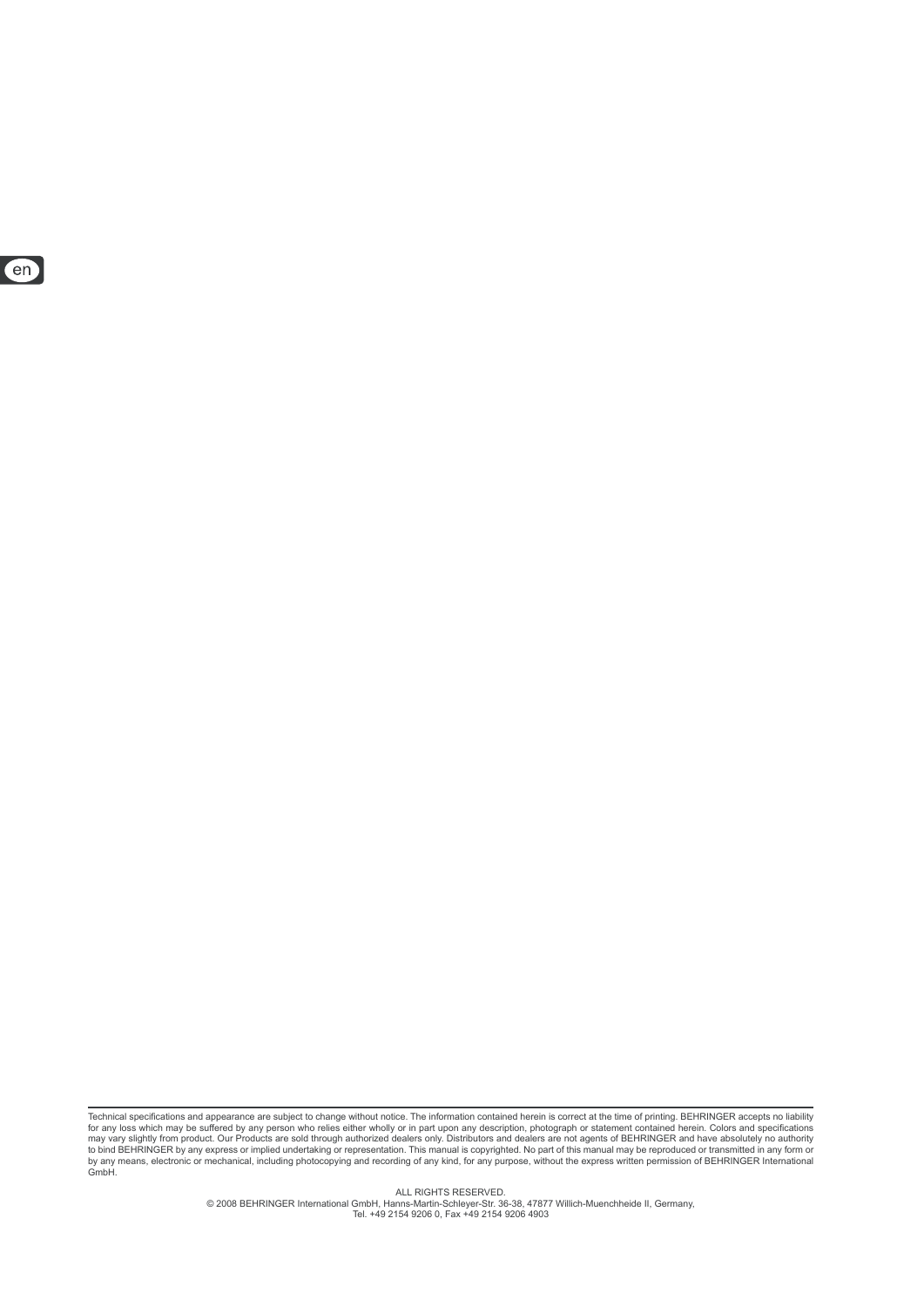en

Technical specifications and appearance are subject to change without notice. The information contained herein is correct at the time of printing. BEHRINGER accepts no liability for any loss which may be suffered by any person who relies either wholly or in part upon any description, photograph or statement contained herein. Colors and specifications may vary slightly from product. Our Products are sold through authorized dealers only. Distributors and dealers are not agents of BEHRINGER and have absolutely no authority to bind BEHRINGER by any express or implied undertaking or representation. This manual is copyrighted. No part of this manual may be reproduced or transmitted in any form or by any means, electronic or mechanical, including photocopying and recording of any kind, for any purpose, without the express written permission of BEHRINGER International GmbH.

ALL RIGHTS RESERVED.
© 2008 BEHRINGER International GmbH, Hanns-Martin-Schleyer-Str. 36-38, 47877 Willich-Muenchheide II, Germany,
Tel. +49 2154 9206 0, Fax +49 2154 9206 4903